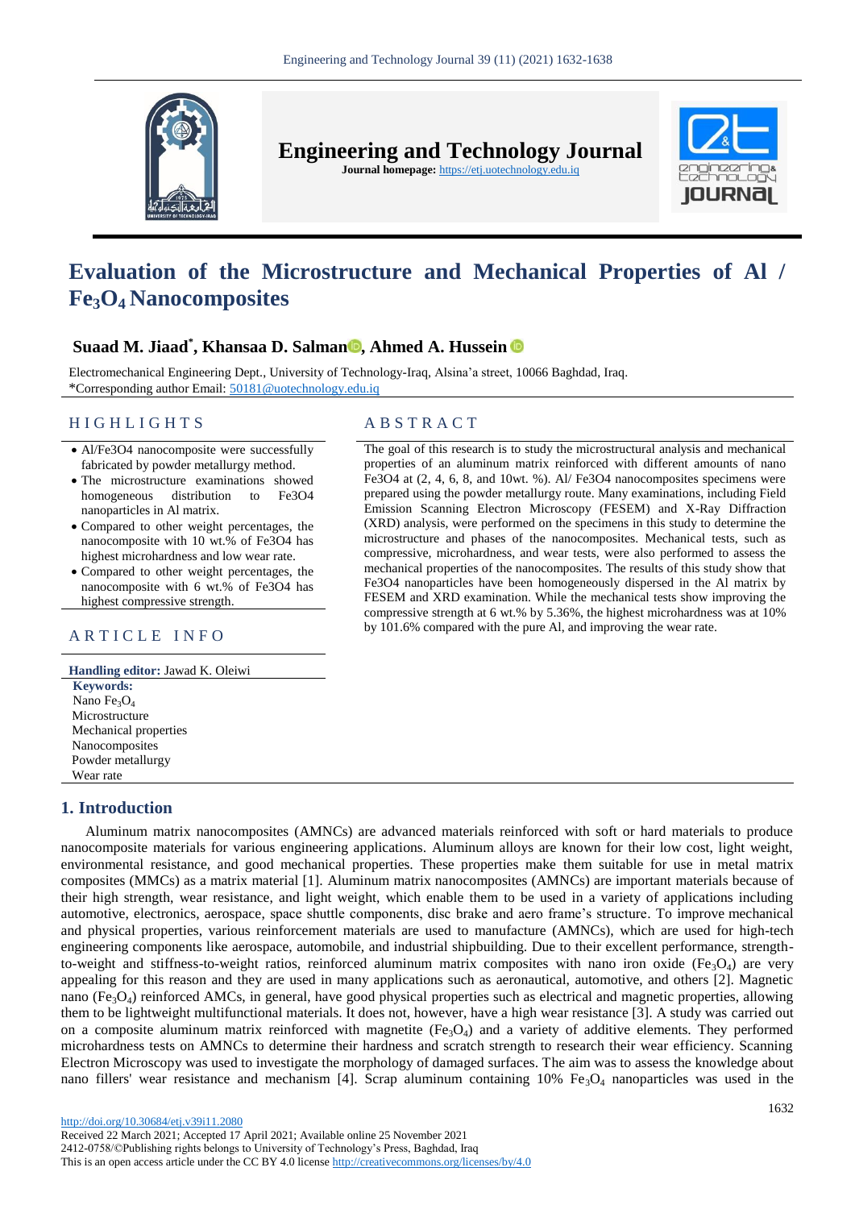# Evaluation of the Microstructure and Mechanical Properties of Al / $Fe_3O_4$ Nanocomposites

**Suaad M. Jiaad*, Khansaa D. Salman, Ahmed A. Hussein**

Electromechanical Engineering Dept., University of Technology-Iraq, Alsina'a street, 10066 Baghdad, Iraq.
*Corresponding author Email: 50181@uotechnology.edu.iq

## HIGHLIGHTS

- Al/Fe3O4 nanocomposite were successfully fabricated by powder metallurgy method.
- The microstructure examinations showed homogeneous distribution to Fe3O4 nanoparticles in Al matrix.
- Compared to other weight percentages, the nanocomposite with 10 wt.% of Fe3O4 has highest microhardness and low wear rate.
- Compared to other weight percentages, the nanocomposite with 6 wt.% of Fe3O4 has highest compressive strength.

## ARTICLE INFO

**Handling editor:** Jawad K. Oleiwi

**Keywords:**
Nano $Fe_3O_4$
Microstructure
Mechanical properties
Nanocomposites
Powder metallurgy
Wear rate

## ABSTRACT

The goal of this research is to study the microstructural analysis and mechanical properties of an aluminum matrix reinforced with different amounts of nano Fe3O4 at (2, 4, 6, 8, and 10wt. %). Al/ Fe3O4 nanocomposites specimens were prepared using the powder metallurgy route. Many examinations, including Field Emission Scanning Electron Microscopy (FESEM) and X-Ray Diffraction (XRD) analysis, were performed on the specimens in this study to determine the microstructure and phases of the nanocomposites. Mechanical tests, such as compressive, microhardness, and wear tests, were also performed to assess the mechanical properties of the nanocomposites. The results of this study show that Fe3O4 nanoparticles have been homogeneously dispersed in the Al matrix by FESEM and XRD examination. While the mechanical tests show improving the compressive strength at 6 wt.% by 5.36%, the highest microhardness was at 10% by 101.6% compared with the pure Al, and improving the wear rate.

## 1. Introduction

Aluminum matrix nanocomposites (AMNCs) are advanced materials reinforced with soft or hard materials to produce nanocomposite materials for various engineering applications. Aluminum alloys are known for their low cost, light weight, environmental resistance, and good mechanical properties. These properties make them suitable for use in metal matrix composites (MMCs) as a matrix material [1]. Aluminum matrix nanocomposites (AMNCs) are important materials because of their high strength, wear resistance, and light weight, which enable them to be used in a variety of applications including automotive, electronics, aerospace, space shuttle components, disc brake and aero frame's structure. To improve mechanical and physical properties, various reinforcement materials are used to manufacture (AMNCs), which are used for high-tech engineering components like aerospace, automobile, and industrial shipbuilding. Due to their excellent performance, strength-to-weight and stiffness-to-weight ratios, reinforced aluminum matrix composites with nano iron oxide ($Fe_3O_4$) are very appealing for this reason and they are used in many applications such as aeronautical, automotive, and others [2]. Magnetic nano ($Fe_3O_4$) reinforced AMCs, in general, have good physical properties such as electrical and magnetic properties, allowing them to be lightweight multifunctional materials. It does not, however, have a high wear resistance [3]. A study was carried out on a composite aluminum matrix reinforced with magnetite ($Fe_3O_4$) and a variety of additive elements. They performed microhardness tests on AMNCs to determine their hardness and scratch strength to research their wear efficiency. Scanning Electron Microscopy was used to investigate the morphology of damaged surfaces. The aim was to assess the knowledge about nano fillers' wear resistance and mechanism [4]. Scrap aluminum containing 10% $Fe_3O_4$ nanoparticles was used in the

http://doi.org/10.30684/etj.v39i11.2080
Received 22 March 2021; Accepted 17 April 2021; Available online 25 November 2021
2412-0758/©Publishing rights belongs to University of Technology's Press, Baghdad, Iraq
This is an open access article under the CC BY 4.0 license http://creativecommons.org/licenses/by/4.0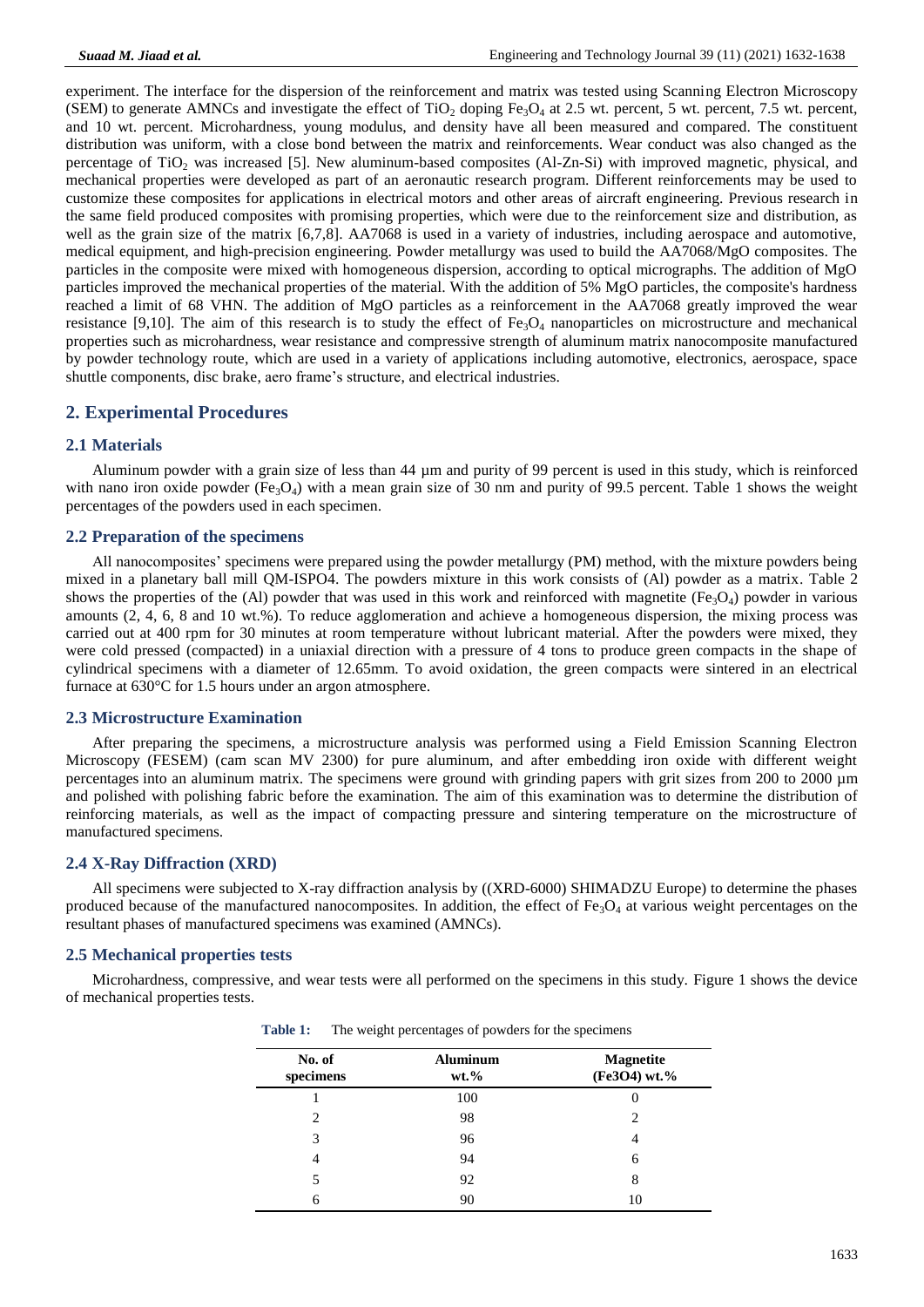experiment. The interface for the dispersion of the reinforcement and matrix was tested using Scanning Electron Microscopy (SEM) to generate AMNCs and investigate the effect of $TiO_2$ doping $Fe_3O_4$ at 2.5 wt. percent, 5 wt. percent, 7.5 wt. percent, and 10 wt. percent. Microhardness, young modulus, and density have all been measured and compared. The constituent distribution was uniform, with a close bond between the matrix and reinforcements. Wear conduct was also changed as the percentage of $TiO_2$ was increased [5]. New aluminum-based composites (Al-Zn-Si) with improved magnetic, physical, and mechanical properties were developed as part of an aeronautic research program. Different reinforcements may be used to customize these composites for applications in electrical motors and other areas of aircraft engineering. Previous research in the same field produced composites with promising properties, which were due to the reinforcement size and distribution, as well as the grain size of the matrix [6,7,8]. AA7068 is used in a variety of industries, including aerospace and automotive, medical equipment, and high-precision engineering. Powder metallurgy was used to build the AA7068/MgO composites. The particles in the composite were mixed with homogeneous dispersion, according to optical micrographs. The addition of MgO particles improved the mechanical properties of the material. With the addition of 5% MgO particles, the composite's hardness reached a limit of 68 VHN. The addition of MgO particles as a reinforcement in the AA7068 greatly improved the wear resistance [9,10]. The aim of this research is to study the effect of $Fe_3O_4$ nanoparticles on microstructure and mechanical properties such as microhardness, wear resistance and compressive strength of aluminum matrix nanocomposite manufactured by powder technology route, which are used in a variety of applications including automotive, electronics, aerospace, space shuttle components, disc brake, aero frame's structure, and electrical industries.

## 2. Experimental Procedures

### 2.1 Materials

Aluminum powder with a grain size of less than 44 µm and purity of 99 percent is used in this study, which is reinforced with nano iron oxide powder ($Fe_3O_4$) with a mean grain size of 30 nm and purity of 99.5 percent. Table 1 shows the weight percentages of the powders used in each specimen.

### 2.2 Preparation of the specimens

All nanocomposites' specimens were prepared using the powder metallurgy (PM) method, with the mixture powders being mixed in a planetary ball mill QM-ISPO4. The powders mixture in this work consists of (Al) powder as a matrix. Table 2 shows the properties of the (Al) powder that was used in this work and reinforced with magnetite ($Fe_3O_4$) powder in various amounts (2, 4, 6, 8 and 10 wt.%). To reduce agglomeration and achieve a homogeneous dispersion, the mixing process was carried out at 400 rpm for 30 minutes at room temperature without lubricant material. After the powders were mixed, they were cold pressed (compacted) in a uniaxial direction with a pressure of 4 tons to produce green compacts in the shape of cylindrical specimens with a diameter of 12.65mm. To avoid oxidation, the green compacts were sintered in an electrical furnace at 630°C for 1.5 hours under an argon atmosphere.

### 2.3 Microstructure Examination

After preparing the specimens, a microstructure analysis was performed using a Field Emission Scanning Electron Microscopy (FESEM) (cam scan MV 2300) for pure aluminum, and after embedding iron oxide with different weight percentages into an aluminum matrix. The specimens were ground with grinding papers with grit sizes from 200 to 2000 µm and polished with polishing fabric before the examination. The aim of this examination was to determine the distribution of reinforcing materials, as well as the impact of compacting pressure and sintering temperature on the microstructure of manufactured specimens.

### 2.4 X-Ray Diffraction (XRD)

All specimens were subjected to X-ray diffraction analysis by ((XRD-6000) SHIMADZU Europe) to determine the phases produced because of the manufactured nanocomposites. In addition, the effect of $Fe_3O_4$ at various weight percentages on the resultant phases of manufactured specimens was examined (AMNCs).

### 2.5 Mechanical properties tests

Microhardness, compressive, and wear tests were all performed on the specimens in this study. Figure 1 shows the device of mechanical properties tests.

**Table 1:** The weight percentages of powders for the specimens

| No. of specimens | Aluminum wt.% | Magnetite ($Fe_3O_4$) wt.% |
|---|---|---|
| 1 | 100 | 0 |
| 2 | 98 | 2 |
| 3 | 96 | 4 |
| 4 | 94 | 6 |
| 5 | 92 | 8 |
| 6 | 90 | 10 |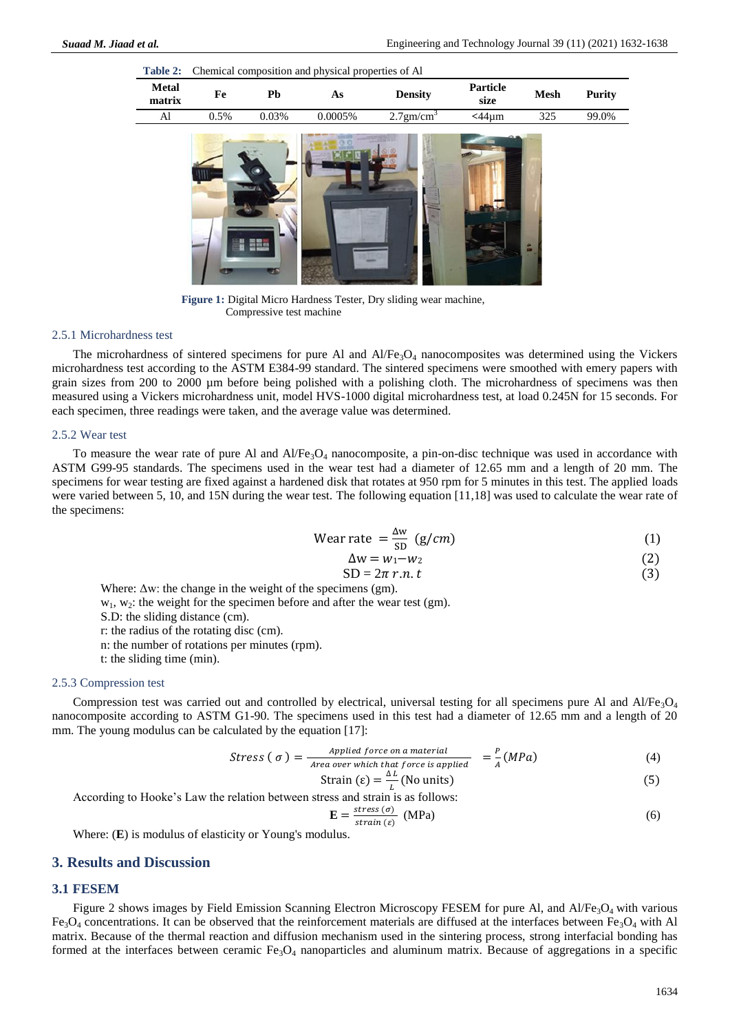**Table 2:** Chemical composition and physical properties of Al

| Metal matrix | Fe | Pb | As | Density | Particle size | Mesh | Purity |
|---|---|---|---|---|---|---|---|
| Al | 0.5% | 0.03% | 0.0005% | 2.7gm/cm$^3$ | <44μm | 325 | 99.0% |

**Figure 1:** Digital Micro Hardness Tester, Dry sliding wear machine, Compressive test machine

### 2.5.1 Microhardness test

The microhardness of sintered specimens for pure Al and Al/$Fe_3O_4$ nanocomposites was determined using the Vickers microhardness test according to the ASTM E384-99 standard. The sintered specimens were smoothed with emery papers with grain sizes from 200 to 2000 µm before being polished with a polishing cloth. The microhardness of specimens was then measured using a Vickers microhardness unit, model HVS-1000 digital microhardness test, at load 0.245N for 15 seconds. For each specimen, three readings were taken, and the average value was determined.

### 2.5.2 Wear test

To measure the wear rate of pure Al and Al/$Fe_3O_4$ nanocomposite, a pin-on-disc technique was used in accordance with ASTM G99-95 standards. The specimens used in the wear test had a diameter of 12.65 mm and a length of 20 mm. The specimens for wear testing are fixed against a hardened disk that rotates at 950 rpm for 5 minutes in this test. The applied loads were varied between 5, 10, and 15N during the wear test. The following equation [11,18] was used to calculate the wear rate of the specimens:

$$\text{Wear rate} = \frac{\Delta w}{SD}\ (g/cm) \tag{1}$$

$$\Delta w = w_1 - w_2 \tag{2}$$

$$SD = 2\pi\, r.n.t \tag{3}$$

Where: Δw: the change in the weight of the specimens (gm).

$w_1$, $w_2$: the weight for the specimen before and after the wear test (gm).

S.D: the sliding distance (cm).

r: the radius of the rotating disc (cm).

n: the number of rotations per minutes (rpm).

t: the sliding time (min).

### 2.5.3 Compression test

Compression test was carried out and controlled by electrical, universal testing for all specimens pure Al and Al/$Fe_3O_4$ nanocomposite according to ASTM G1-90. The specimens used in this test had a diameter of 12.65 mm and a length of 20 mm. The young modulus can be calculated by the equation [17]:

$$Stress\ (\sigma) = \frac{\text{Applied force on a material}}{\text{Area over which that force is applied}} = \frac{P}{A}(MPa) \tag{4}$$

$$\text{Strain } (\varepsilon) = \frac{\Delta L}{L} \text{ (No units)} \tag{5}$$

According to Hooke's Law the relation between stress and strain is as follows:

$$\mathbf{E} = \frac{stress\ (\sigma)}{strain\ (\varepsilon)}\ \text{(MPa)} \tag{6}$$

Where: (**E**) is modulus of elasticity or Young's modulus.

## 3. Results and Discussion

### 3.1 FESEM

Figure 2 shows images by Field Emission Scanning Electron Microscopy FESEM for pure Al, and Al/$Fe_3O_4$ with various $Fe_3O_4$ concentrations. It can be observed that the reinforcement materials are diffused at the interfaces between $Fe_3O_4$ with Al matrix. Because of the thermal reaction and diffusion mechanism used in the sintering process, strong interfacial bonding has formed at the interfaces between ceramic $Fe_3O_4$ nanoparticles and aluminum matrix. Because of aggregations in a specific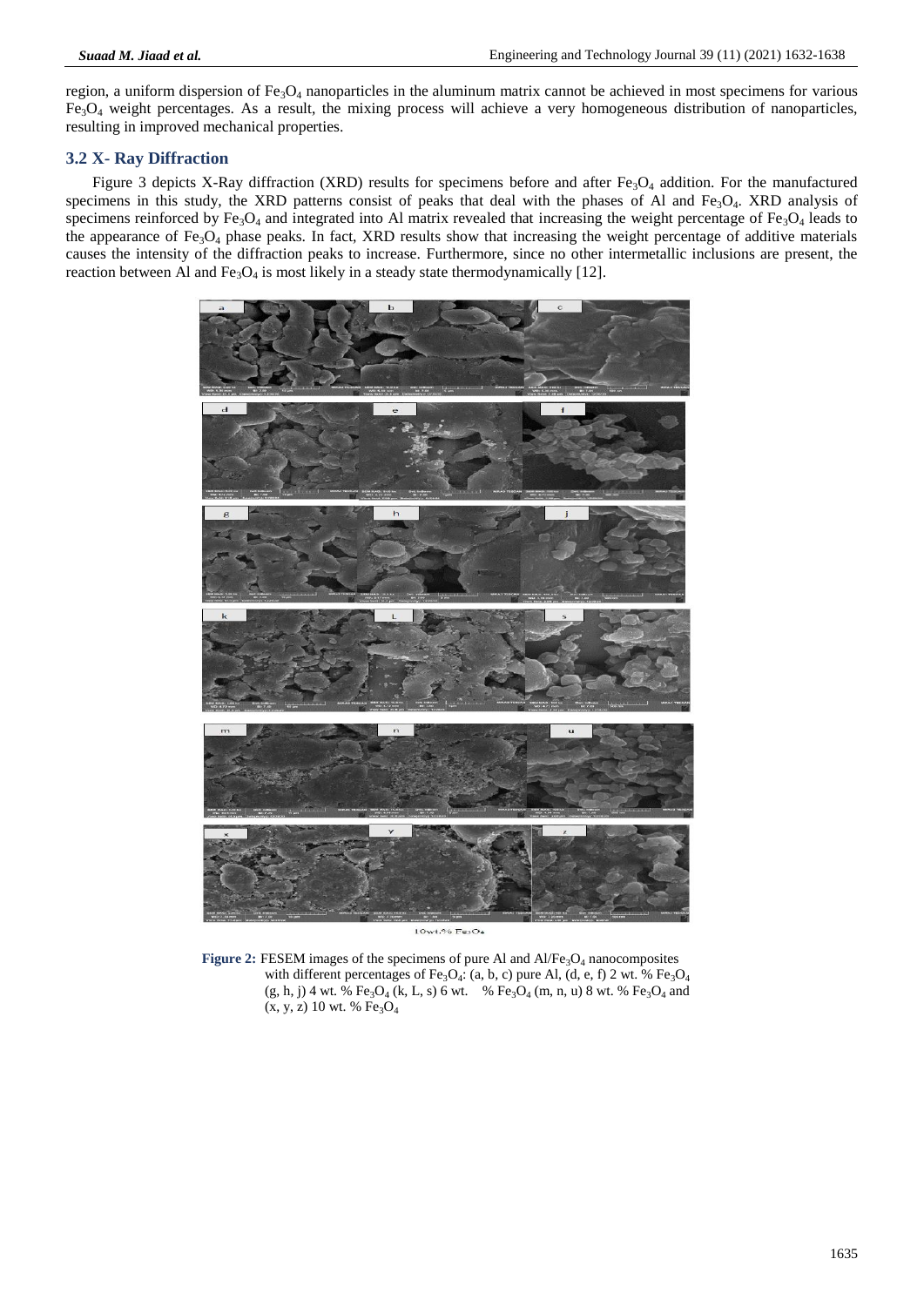region, a uniform dispersion of $Fe_3O_4$ nanoparticles in the aluminum matrix cannot be achieved in most specimens for various $Fe_3O_4$ weight percentages. As a result, the mixing process will achieve a very homogeneous distribution of nanoparticles, resulting in improved mechanical properties.

### 3.2 X- Ray Diffraction

Figure 3 depicts X-Ray diffraction (XRD) results for specimens before and after $Fe_3O_4$ addition. For the manufactured specimens in this study, the XRD patterns consist of peaks that deal with the phases of Al and $Fe_3O_4$. XRD analysis of specimens reinforced by $Fe_3O_4$ and integrated into Al matrix revealed that increasing the weight percentage of $Fe_3O_4$ leads to the appearance of $Fe_3O_4$ phase peaks. In fact, XRD results show that increasing the weight percentage of additive materials causes the intensity of the diffraction peaks to increase. Furthermore, since no other intermetallic inclusions are present, the reaction between Al and $Fe_3O_4$ is most likely in a steady state thermodynamically [12].

**Figure 2:** FESEM images of the specimens of pure Al and Al/$Fe_3O_4$ nanocomposites with different percentages of $Fe_3O_4$: (a, b, c) pure Al, (d, e, f) 2 wt. % $Fe_3O_4$ (g, h, j) 4 wt. % $Fe_3O_4$ (k, L, s) 6 wt. % $Fe_3O_4$ (m, n, u) 8 wt. % $Fe_3O_4$ and (x, y, z) 10 wt. % $Fe_3O_4$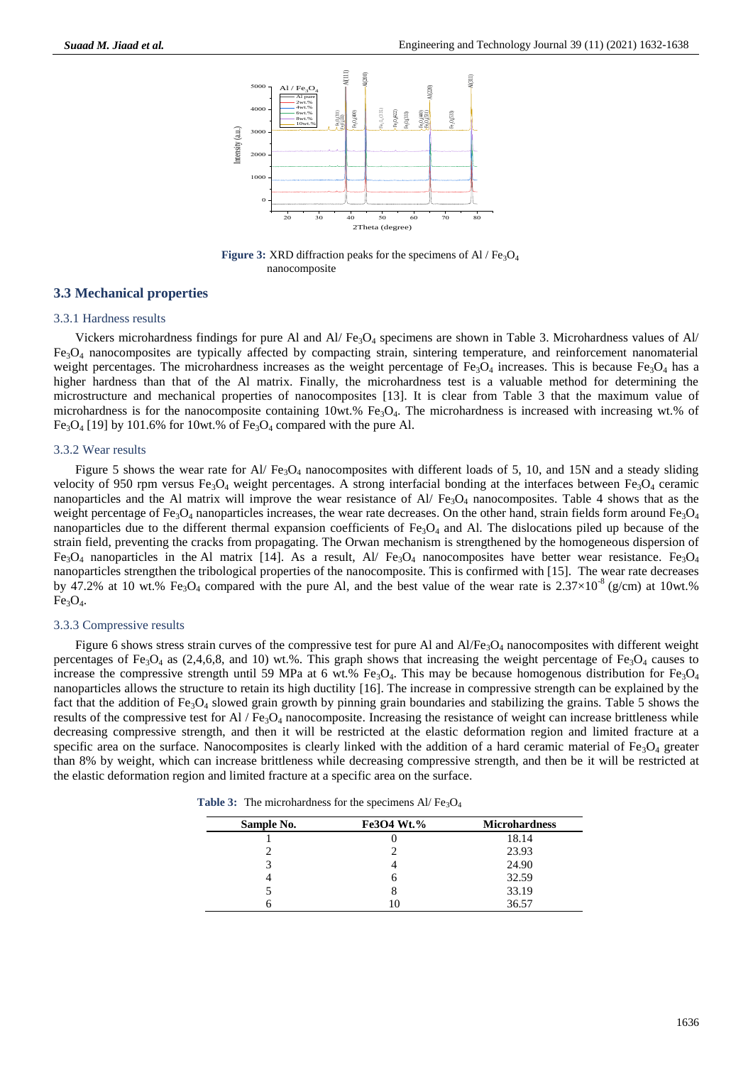Figure 3: XRD diffraction peaks for the specimens of Al / $Fe_3O_4$ nanocomposite

## 3.3 Mechanical properties

### 3.3.1 Hardness results

Vickers microhardness findings for pure Al and Al/ $Fe_3O_4$ specimens are shown in Table 3. Microhardness values of Al/ $Fe_3O_4$ nanocomposites are typically affected by compacting strain, sintering temperature, and reinforcement nanomaterial weight percentages. The microhardness increases as the weight percentage of $Fe_3O_4$ increases. This is because $Fe_3O_4$ has a higher hardness than that of the Al matrix. Finally, the microhardness test is a valuable method for determining the microstructure and mechanical properties of nanocomposites [13]. It is clear from Table 3 that the maximum value of microhardness is for the nanocomposite containing 10wt.% $Fe_3O_4$. The microhardness is increased with increasing wt.% of $Fe_3O_4$ [19] by 101.6% for 10wt.% of $Fe_3O_4$ compared with the pure Al.

### 3.3.2 Wear results

Figure 5 shows the wear rate for Al/ $Fe_3O_4$ nanocomposites with different loads of 5, 10, and 15N and a steady sliding velocity of 950 rpm versus $Fe_3O_4$ weight percentages. A strong interfacial bonding at the interfaces between $Fe_3O_4$ ceramic nanoparticles and the Al matrix will improve the wear resistance of Al/ $Fe_3O_4$ nanocomposites. Table 4 shows that as the weight percentage of $Fe_3O_4$ nanoparticles increases, the wear rate decreases. On the other hand, strain fields form around $Fe_3O_4$ nanoparticles due to the different thermal expansion coefficients of $Fe_3O_4$ and Al. The dislocations piled up because of the strain field, preventing the cracks from propagating. The Orwan mechanism is strengthened by the homogeneous dispersion of $Fe_3O_4$ nanoparticles in the Al matrix [14]. As a result, Al/ $Fe_3O_4$ nanocomposites have better wear resistance. $Fe_3O_4$ nanoparticles strengthen the tribological properties of the nanocomposite. This is confirmed with [15]. The wear rate decreases by 47.2% at 10 wt.% $Fe_3O_4$ compared with the pure Al, and the best value of the wear rate is $2.37\times10^{-8}$ (g/cm) at 10wt.% $Fe_3O_4$.

### 3.3.3 Compressive results

Figure 6 shows stress strain curves of the compressive test for pure Al and Al/$Fe_3O_4$ nanocomposites with different weight percentages of $Fe_3O_4$ as (2,4,6,8, and 10) wt.%. This graph shows that increasing the weight percentage of $Fe_3O_4$ causes to increase the compressive strength until 59 MPa at 6 wt.% $Fe_3O_4$. This may be because homogenous distribution for $Fe_3O_4$ nanoparticles allows the structure to retain its high ductility [16]. The increase in compressive strength can be explained by the fact that the addition of $Fe_3O_4$ slowed grain growth by pinning grain boundaries and stabilizing the grains. Table 5 shows the results of the compressive test for Al / $Fe_3O_4$ nanocomposite. Increasing the resistance of weight can increase brittleness while decreasing compressive strength, and then it will be restricted at the elastic deformation region and limited fracture at a specific area on the surface. Nanocomposites is clearly linked with the addition of a hard ceramic material of $Fe_3O_4$ greater than 8% by weight, which can increase brittleness while decreasing compressive strength, and then be it will be restricted at the elastic deformation region and limited fracture at a specific area on the surface.

**Table 3:** The microhardness for the specimens Al/ $Fe_3O_4$

| Sample No. | Fe3O4 Wt.% | Microhardness |
|---|---|---|
| 1 | 0 | 18.14 |
| 2 | 2 | 23.93 |
| 3 | 4 | 24.90 |
| 4 | 6 | 32.59 |
| 5 | 8 | 33.19 |
| 6 | 10 | 36.57 |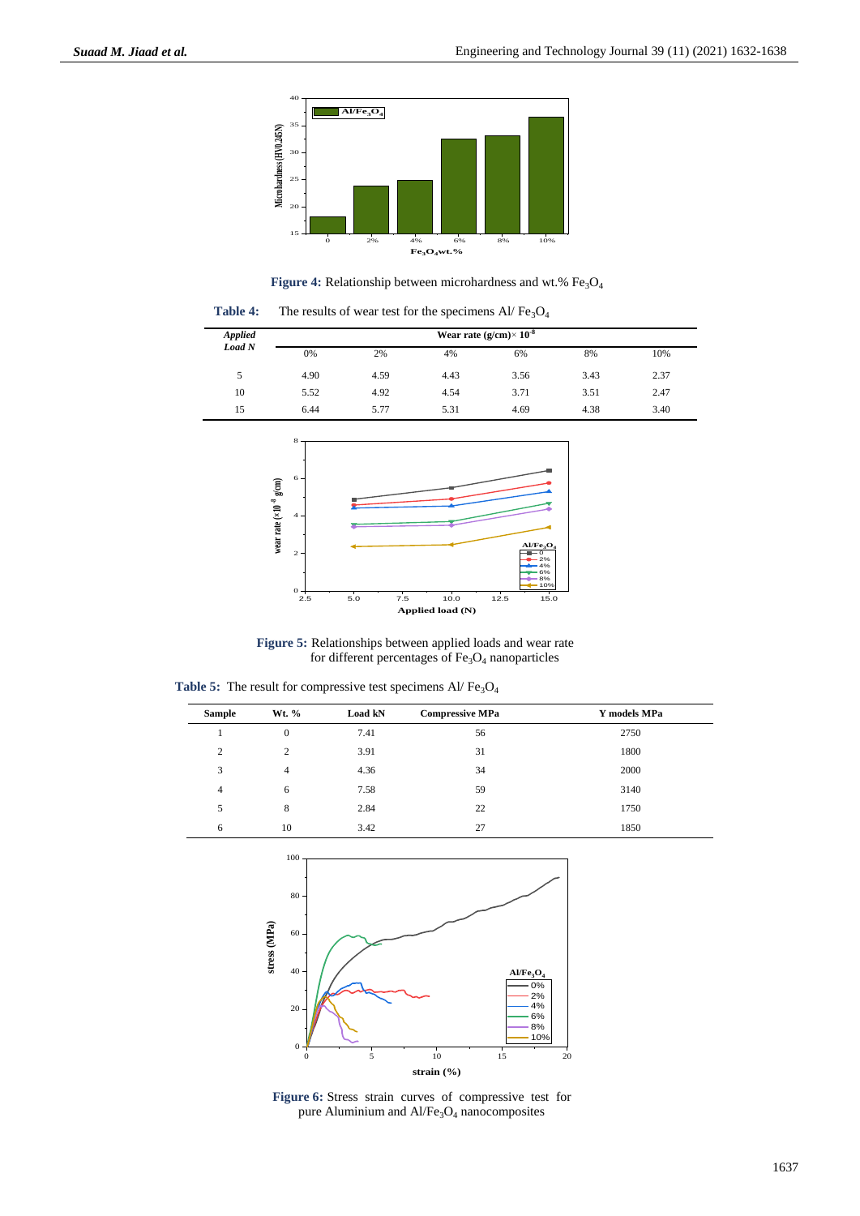**Figure 4:** Relationship between microhardness and wt.% $Fe_3O_4$

**Table 4:** The results of wear test for the specimens Al/ $Fe_3O_4$

| *Applied Load N* | Wear rate (g/cm)$\times 10^{-8}$ | | | | | |
|---|---|---|---|---|---|---|
| | 0% | 2% | 4% | 6% | 8% | 10% |
| 5 | 4.90 | 4.59 | 4.43 | 3.56 | 3.43 | 2.37 |
| 10 | 5.52 | 4.92 | 4.54 | 3.71 | 3.51 | 2.47 |
| 15 | 6.44 | 5.77 | 5.31 | 4.69 | 4.38 | 3.40 |

**Figure 5:** Relationships between applied loads and wear rate for different percentages of $Fe_3O_4$ nanoparticles

**Table 5:** The result for compressive test specimens Al/ $Fe_3O_4$

| Sample | Wt. % | Load kN | Compressive MPa | Y models MPa |
|---|---|---|---|---|
| 1 | 0 | 7.41 | 56 | 2750 |
| 2 | 2 | 3.91 | 31 | 1800 |
| 3 | 4 | 4.36 | 34 | 2000 |
| 4 | 6 | 7.58 | 59 | 3140 |
| 5 | 8 | 2.84 | 22 | 1750 |
| 6 | 10 | 3.42 | 27 | 1850 |

**Figure 6:** Stress strain curves of compressive test for pure Aluminium and Al/$Fe_3O_4$ nanocomposites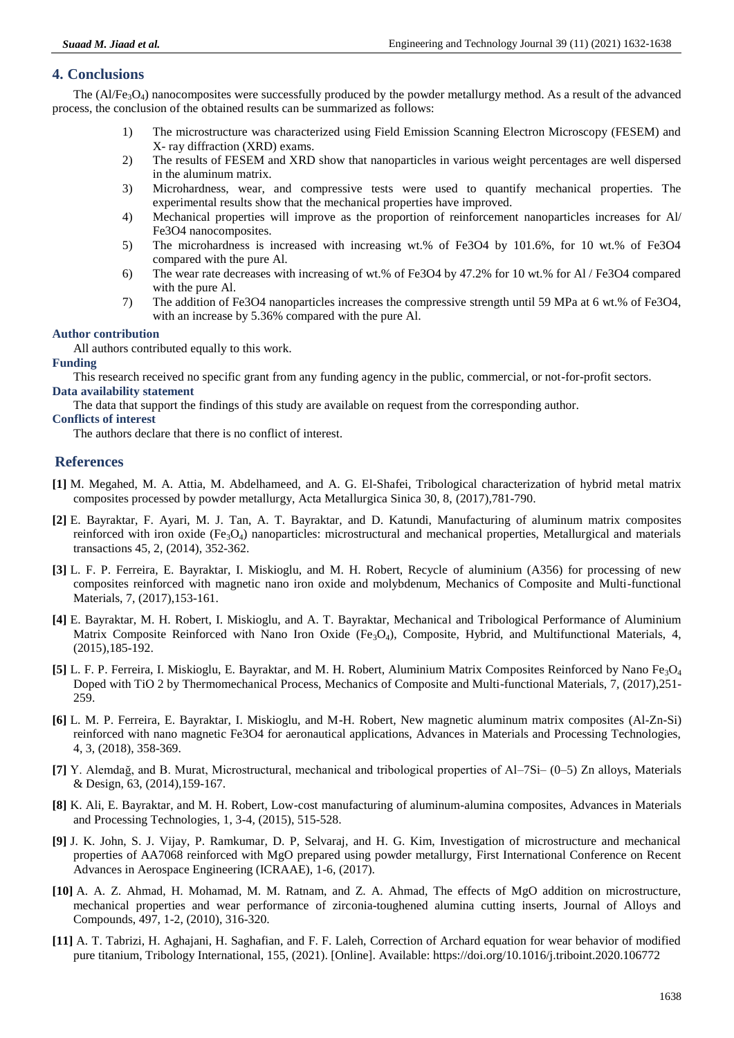## 4. Conclusions

The ($Al/Fe_3O_4$) nanocomposites were successfully produced by the powder metallurgy method. As a result of the advanced process, the conclusion of the obtained results can be summarized as follows:

1) The microstructure was characterized using Field Emission Scanning Electron Microscopy (FESEM) and X- ray diffraction (XRD) exams.
2) The results of FESEM and XRD show that nanoparticles in various weight percentages are well dispersed in the aluminum matrix.
3) Microhardness, wear, and compressive tests were used to quantify mechanical properties. The experimental results show that the mechanical properties have improved.
4) Mechanical properties will improve as the proportion of reinforcement nanoparticles increases for Al/ Fe3O4 nanocomposites.
5) The microhardness is increased with increasing wt.% of Fe3O4 by 101.6%, for 10 wt.% of Fe3O4 compared with the pure Al.
6) The wear rate decreases with increasing of wt.% of Fe3O4 by 47.2% for 10 wt.% for Al / Fe3O4 compared with the pure Al.
7) The addition of Fe3O4 nanoparticles increases the compressive strength until 59 MPa at 6 wt.% of Fe3O4, with an increase by 5.36% compared with the pure Al.

**Author contribution**

All authors contributed equally to this work.

**Funding**

This research received no specific grant from any funding agency in the public, commercial, or not-for-profit sectors.

**Data availability statement**

The data that support the findings of this study are available on request from the corresponding author.

**Conflicts of interest**

The authors declare that there is no conflict of interest.

## References

**[1]** M. Megahed, M. A. Attia, M. Abdelhameed, and A. G. El-Shafei, Tribological characterization of hybrid metal matrix composites processed by powder metallurgy, Acta Metallurgica Sinica 30, 8, (2017),781-790.

**[2]** E. Bayraktar, F. Ayari, M. J. Tan, A. T. Bayraktar, and D. Katundi, Manufacturing of aluminum matrix composites reinforced with iron oxide ($Fe_3O_4$) nanoparticles: microstructural and mechanical properties, Metallurgical and materials transactions 45, 2, (2014), 352-362.

**[3]** L. F. P. Ferreira, E. Bayraktar, I. Miskioglu, and M. H. Robert, Recycle of aluminium (A356) for processing of new composites reinforced with magnetic nano iron oxide and molybdenum, Mechanics of Composite and Multi-functional Materials, 7, (2017),153-161.

**[4]** E. Bayraktar, M. H. Robert, I. Miskioglu, and A. T. Bayraktar, Mechanical and Tribological Performance of Aluminium Matrix Composite Reinforced with Nano Iron Oxide ($Fe_3O_4$), Composite, Hybrid, and Multifunctional Materials, 4, (2015),185-192.

**[5]** L. F. P. Ferreira, I. Miskioglu, E. Bayraktar, and M. H. Robert, Aluminium Matrix Composites Reinforced by Nano $Fe_3O_4$ Doped with TiO 2 by Thermomechanical Process, Mechanics of Composite and Multi-functional Materials, 7, (2017),251-259.

**[6]** L. M. P. Ferreira, E. Bayraktar, I. Miskioglu, and M-H. Robert, New magnetic aluminum matrix composites (Al-Zn-Si) reinforced with nano magnetic Fe3O4 for aeronautical applications, Advances in Materials and Processing Technologies, 4, 3, (2018), 358-369.

**[7]** Y. Alemdağ, and B. Murat, Microstructural, mechanical and tribological properties of Al–7Si– (0–5) Zn alloys, Materials & Design, 63, (2014),159-167.

**[8]** K. Ali, E. Bayraktar, and M. H. Robert, Low-cost manufacturing of aluminum-alumina composites, Advances in Materials and Processing Technologies, 1, 3-4, (2015), 515-528.

**[9]** J. K. John, S. J. Vijay, P. Ramkumar, D. P, Selvaraj, and H. G. Kim, Investigation of microstructure and mechanical properties of AA7068 reinforced with MgO prepared using powder metallurgy, First International Conference on Recent Advances in Aerospace Engineering (ICRAAE), 1-6, (2017).

**[10]** A. A. Z. Ahmad, H. Mohamad, M. M. Ratnam, and Z. A. Ahmad, The effects of MgO addition on microstructure, mechanical properties and wear performance of zirconia-toughened alumina cutting inserts, Journal of Alloys and Compounds, 497, 1-2, (2010), 316-320.

**[11]** A. T. Tabrizi, H. Aghajani, H. Saghafian, and F. F. Laleh, Correction of Archard equation for wear behavior of modified pure titanium, Tribology International, 155, (2021). [Online]. Available: https://doi.org/10.1016/j.triboint.2020.106772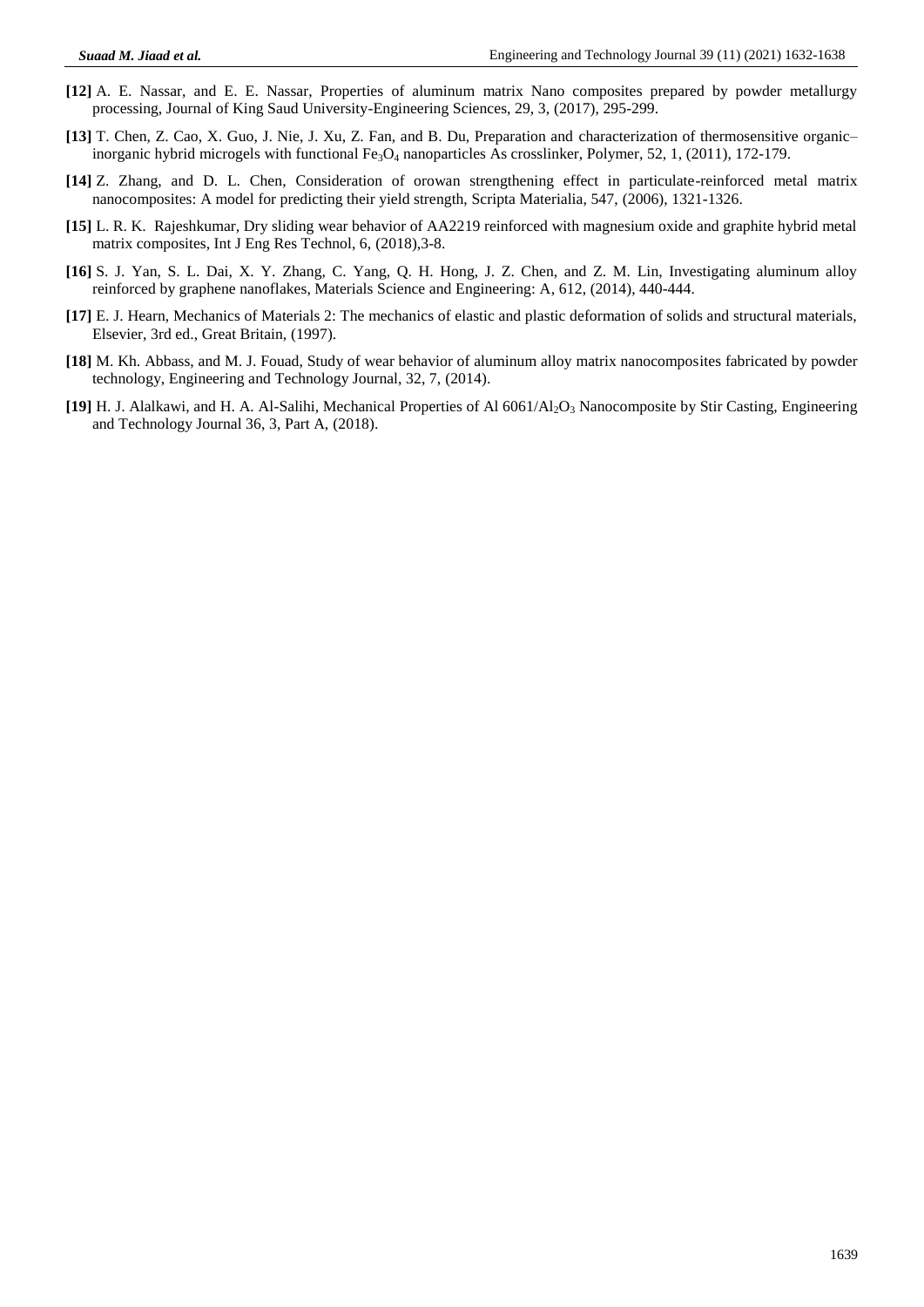**[12]** A. E. Nassar, and E. E. Nassar, Properties of aluminum matrix Nano composites prepared by powder metallurgy processing, Journal of King Saud University-Engineering Sciences, 29, 3, (2017), 295-299.

**[13]** T. Chen, Z. Cao, X. Guo, J. Nie, J. Xu, Z. Fan, and B. Du, Preparation and characterization of thermosensitive organic–inorganic hybrid microgels with functional $Fe_3O_4$ nanoparticles As crosslinker, Polymer, 52, 1, (2011), 172-179.

**[14]** Z. Zhang, and D. L. Chen, Consideration of orowan strengthening effect in particulate-reinforced metal matrix nanocomposites: A model for predicting their yield strength, Scripta Materialia, 547, (2006), 1321-1326.

**[15]** L. R. K. Rajeshkumar, Dry sliding wear behavior of AA2219 reinforced with magnesium oxide and graphite hybrid metal matrix composites, Int J Eng Res Technol, 6, (2018),3-8.

**[16]** S. J. Yan, S. L. Dai, X. Y. Zhang, C. Yang, Q. H. Hong, J. Z. Chen, and Z. M. Lin, Investigating aluminum alloy reinforced by graphene nanoflakes, Materials Science and Engineering: A, 612, (2014), 440-444.

**[17]** E. J. Hearn, Mechanics of Materials 2: The mechanics of elastic and plastic deformation of solids and structural materials, Elsevier, 3rd ed., Great Britain, (1997).

**[18]** M. Kh. Abbass, and M. J. Fouad, Study of wear behavior of aluminum alloy matrix nanocomposites fabricated by powder technology, Engineering and Technology Journal, 32, 7, (2014).

**[19]** H. J. Alalkawi, and H. A. Al-Salihi, Mechanical Properties of Al 6061/$Al_2O_3$ Nanocomposite by Stir Casting, Engineering and Technology Journal 36, 3, Part A, (2018).